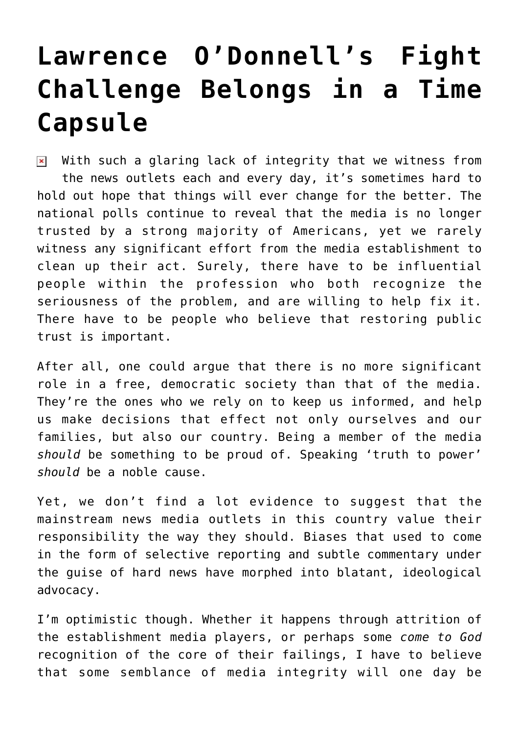# Lawrence O'Donnell's Fight Challenge Belongs in a Time Capsule

With such a glaring lack of integrity that we witness from the news outlets each and every day, it's sometimes hard to hold out hope that things will ever change for the better. The national polls continue to reveal that the media is no longer trusted by a strong majority of Americans, yet we rarely witness any significant effort from the media establishment to clean up their act. Surely, there have to be influential people within the profession who both recognize the seriousness of the problem, and are willing to help fix it. There have to be people who believe that restoring public trust is important.

After all, one could argue that there is no more significant role in a free, democratic society than that of the media. They're the ones who we rely on to keep us informed, and help us make decisions that effect not only ourselves and our families, but also our country. Being a member of the media *should* be something to be proud of. Speaking 'truth to power' *should* be a noble cause.

Yet, we don't find a lot evidence to suggest that the mainstream news media outlets in this country value their responsibility the way they should. Biases that used to come in the form of selective reporting and subtle commentary under the guise of hard news have morphed into blatant, ideological advocacy.

I'm optimistic though. Whether it happens through attrition of the establishment media players, or perhaps some *come to God* recognition of the core of their failings, I have to believe that some semblance of media integrity will one day be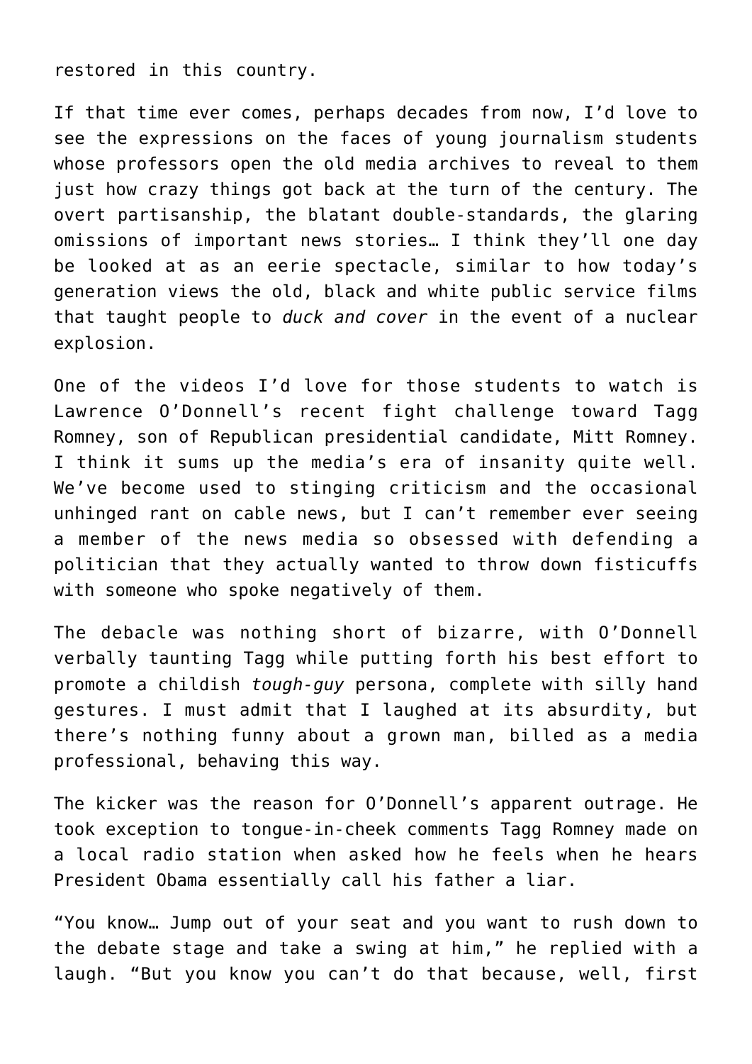restored in this country.

If that time ever comes, perhaps decades from now, I'd love to see the expressions on the faces of young journalism students whose professors open the old media archives to reveal to them just how crazy things got back at the turn of the century. The overt partisanship, the blatant double-standards, the glaring omissions of important news stories… I think they'll one day be looked at as an eerie spectacle, similar to how today's generation views the old, black and white public service films that taught people to *duck and cover* in the event of a nuclear explosion.

One of the videos I'd love for those students to watch is Lawrence O'Donnell's recent fight challenge toward Tagg Romney, son of Republican presidential candidate, Mitt Romney. I think it sums up the media's era of insanity quite well. We've become used to stinging criticism and the occasional unhinged rant on cable news, but I can't remember ever seeing a member of the news media so obsessed with defending a politician that they actually wanted to throw down fisticuffs with someone who spoke negatively of them.

The debacle was nothing short of bizarre, with O'Donnell verbally taunting Tagg while putting forth his best effort to promote a childish *tough-guy* persona, complete with silly hand gestures. I must admit that I laughed at its absurdity, but there's nothing funny about a grown man, billed as a media professional, behaving this way.

The kicker was the reason for O'Donnell's apparent outrage. He took exception to tongue-in-cheek comments Tagg Romney made on a local radio station when asked how he feels when he hears President Obama essentially call his father a liar.

"You know… Jump out of your seat and you want to rush down to the debate stage and take a swing at him," he replied with a laugh. "But you know you can't do that because, well, first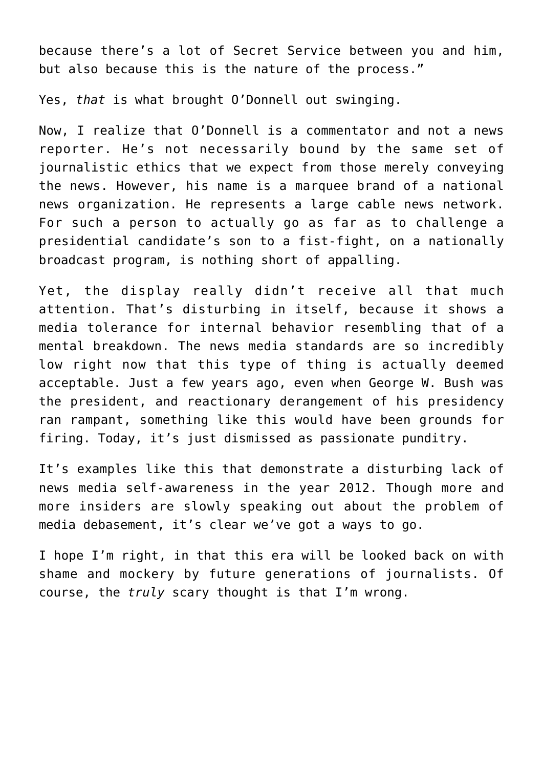because there's a lot of Secret Service between you and him, but also because this is the nature of the process."

Yes, *that* is what brought O'Donnell out swinging.

Now, I realize that O'Donnell is a commentator and not a news reporter. He's not necessarily bound by the same set of journalistic ethics that we expect from those merely conveying the news. However, his name is a marquee brand of a national news organization. He represents a large cable news network. For such a person to actually go as far as to challenge a presidential candidate's son to a fist-fight, on a nationally broadcast program, is nothing short of appalling.

Yet, the display really didn't receive all that much attention. That's disturbing in itself, because it shows a media tolerance for internal behavior resembling that of a mental breakdown. The news media standards are so incredibly low right now that this type of thing is actually deemed acceptable. Just a few years ago, even when George W. Bush was the president, and reactionary derangement of his presidency ran rampant, something like this would have been grounds for firing. Today, it's just dismissed as passionate punditry.

It's examples like this that demonstrate a disturbing lack of news media self-awareness in the year 2012. Though more and more insiders are slowly speaking out about the problem of media debasement, it's clear we've got a ways to go.

I hope I'm right, in that this era will be looked back on with shame and mockery by future generations of journalists. Of course, the *truly* scary thought is that I'm wrong.